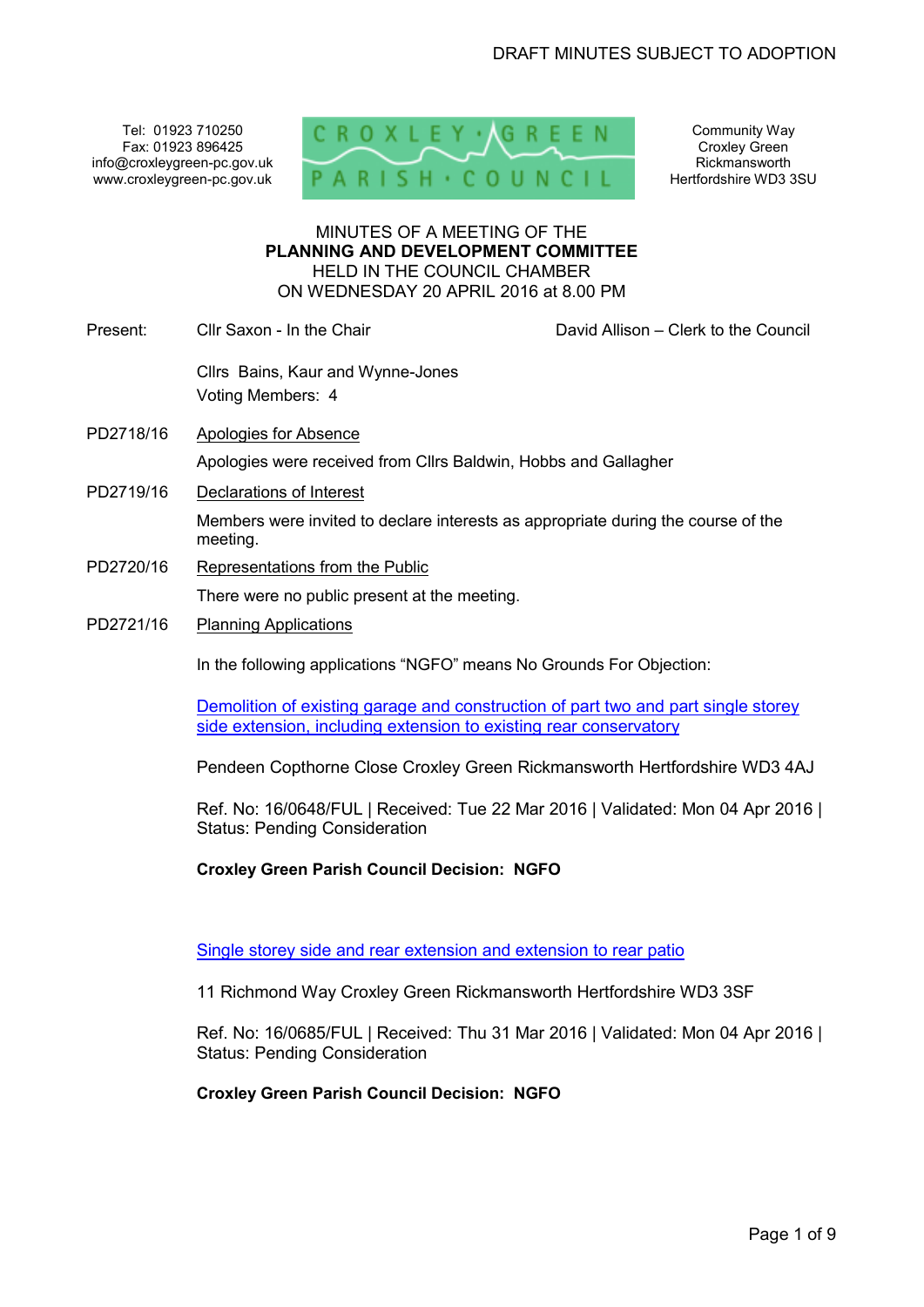DRAFT MINUTES SUBJECT TO ADOPTION

Tel: 01923 710250
Fax: 01923 896425
info@croxleygreen-pc.gov.uk
www.croxleygreen-pc.gov.uk

CROXLEY GREEN PARISH COUNCIL

Community Way
Croxley Green
Rickmansworth
Hertfordshire WD3 3SU

MINUTES OF A MEETING OF THE
**PLANNING AND DEVELOPMENT COMMITTEE**
HELD IN THE COUNCIL CHAMBER
ON WEDNESDAY 20 APRIL 2016 at 8.00 PM

Present: Cllr Saxon - In the Chair — David Allison – Clerk to the Council

Cllrs Bains, Kaur and Wynne-Jones
Voting Members: 4

PD2718/16 Apologies for Absence

Apologies were received from Cllrs Baldwin, Hobbs and Gallagher

PD2719/16 Declarations of Interest

Members were invited to declare interests as appropriate during the course of the meeting.

PD2720/16 Representations from the Public

There were no public present at the meeting.

PD2721/16 Planning Applications

In the following applications "NGFO" means No Grounds For Objection:

Demolition of existing garage and construction of part two and part single storey side extension, including extension to existing rear conservatory

Pendeen Copthorne Close Croxley Green Rickmansworth Hertfordshire WD3 4AJ

Ref. No: 16/0648/FUL | Received: Tue 22 Mar 2016 | Validated: Mon 04 Apr 2016 | Status: Pending Consideration

**Croxley Green Parish Council Decision: NGFO**

Single storey side and rear extension and extension to rear patio

11 Richmond Way Croxley Green Rickmansworth Hertfordshire WD3 3SF

Ref. No: 16/0685/FUL | Received: Thu 31 Mar 2016 | Validated: Mon 04 Apr 2016 | Status: Pending Consideration

**Croxley Green Parish Council Decision: NGFO**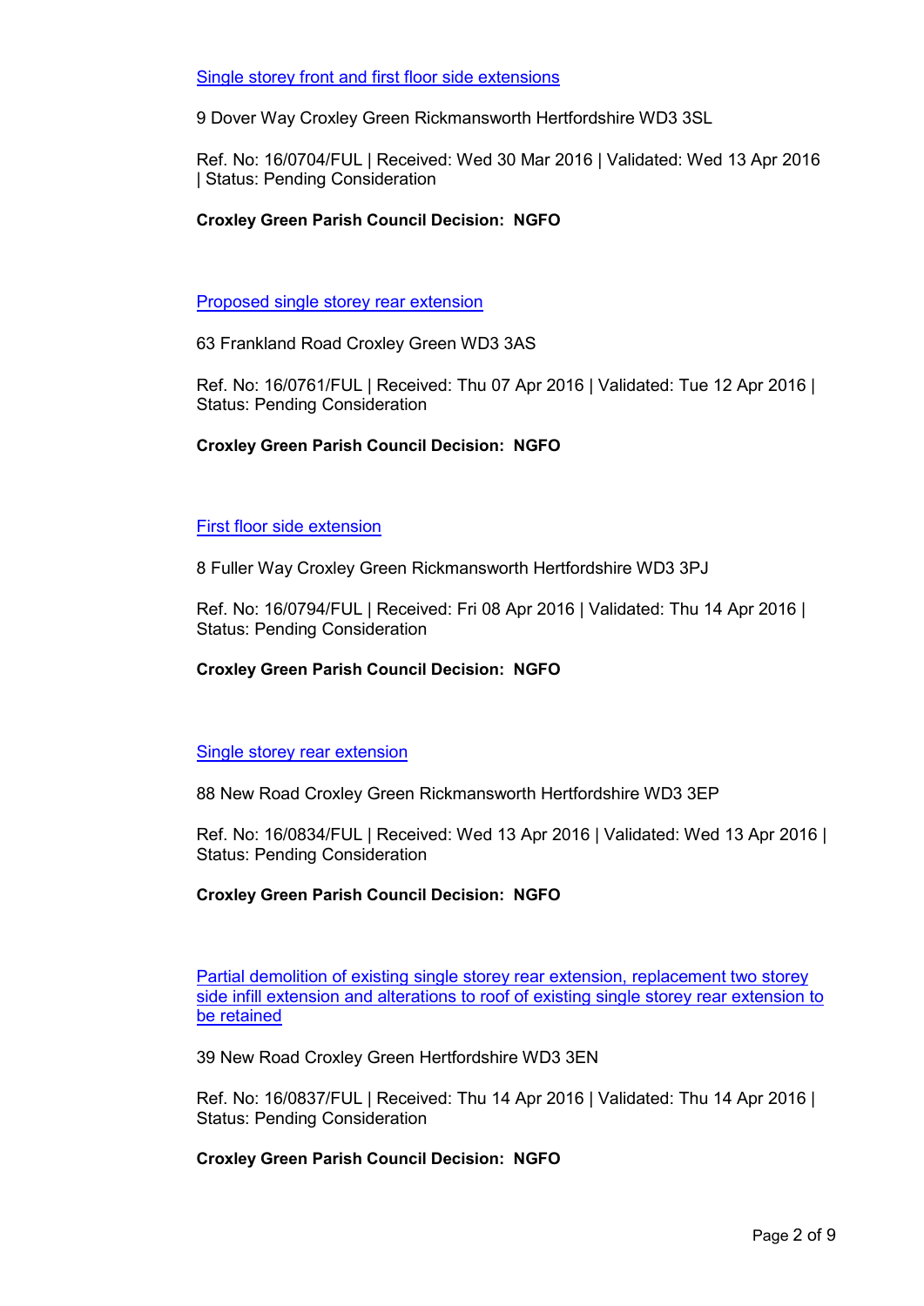Single storey front and first floor side extensions

9 Dover Way Croxley Green Rickmansworth Hertfordshire WD3 3SL

Ref. No: 16/0704/FUL | Received: Wed 30 Mar 2016 | Validated: Wed 13 Apr 2016 | Status: Pending Consideration

**Croxley Green Parish Council Decision: NGFO**

Proposed single storey rear extension

63 Frankland Road Croxley Green WD3 3AS

Ref. No: 16/0761/FUL | Received: Thu 07 Apr 2016 | Validated: Tue 12 Apr 2016 | Status: Pending Consideration

**Croxley Green Parish Council Decision: NGFO**

First floor side extension

8 Fuller Way Croxley Green Rickmansworth Hertfordshire WD3 3PJ

Ref. No: 16/0794/FUL | Received: Fri 08 Apr 2016 | Validated: Thu 14 Apr 2016 | Status: Pending Consideration

**Croxley Green Parish Council Decision: NGFO**

Single storey rear extension

88 New Road Croxley Green Rickmansworth Hertfordshire WD3 3EP

Ref. No: 16/0834/FUL | Received: Wed 13 Apr 2016 | Validated: Wed 13 Apr 2016 | Status: Pending Consideration

**Croxley Green Parish Council Decision: NGFO**

Partial demolition of existing single storey rear extension, replacement two storey side infill extension and alterations to roof of existing single storey rear extension to be retained

39 New Road Croxley Green Hertfordshire WD3 3EN

Ref. No: 16/0837/FUL | Received: Thu 14 Apr 2016 | Validated: Thu 14 Apr 2016 | Status: Pending Consideration

**Croxley Green Parish Council Decision: NGFO**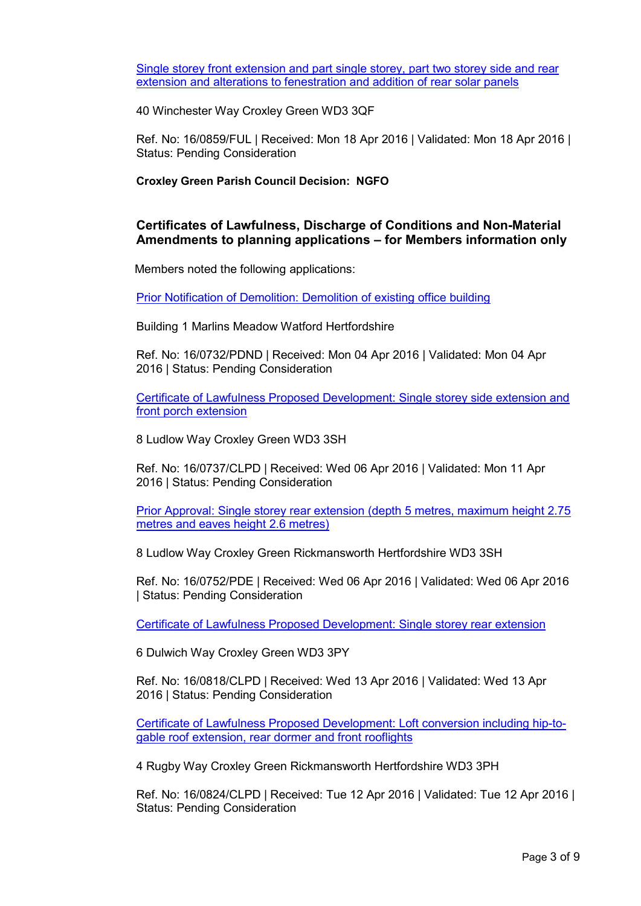Single storey front extension and part single storey, part two storey side and rear extension and alterations to fenestration and addition of rear solar panels

40 Winchester Way Croxley Green WD3 3QF

Ref. No: 16/0859/FUL | Received: Mon 18 Apr 2016 | Validated: Mon 18 Apr 2016 | Status: Pending Consideration

**Croxley Green Parish Council Decision: NGFO**

### Certificates of Lawfulness, Discharge of Conditions and Non-Material Amendments to planning applications – for Members information only

Members noted the following applications:

Prior Notification of Demolition: Demolition of existing office building

Building 1 Marlins Meadow Watford Hertfordshire

Ref. No: 16/0732/PDND | Received: Mon 04 Apr 2016 | Validated: Mon 04 Apr 2016 | Status: Pending Consideration

Certificate of Lawfulness Proposed Development: Single storey side extension and front porch extension

8 Ludlow Way Croxley Green WD3 3SH

Ref. No: 16/0737/CLPD | Received: Wed 06 Apr 2016 | Validated: Mon 11 Apr 2016 | Status: Pending Consideration

Prior Approval: Single storey rear extension (depth 5 metres, maximum height 2.75 metres and eaves height 2.6 metres)

8 Ludlow Way Croxley Green Rickmansworth Hertfordshire WD3 3SH

Ref. No: 16/0752/PDE | Received: Wed 06 Apr 2016 | Validated: Wed 06 Apr 2016 | Status: Pending Consideration

Certificate of Lawfulness Proposed Development: Single storey rear extension

6 Dulwich Way Croxley Green WD3 3PY

Ref. No: 16/0818/CLPD | Received: Wed 13 Apr 2016 | Validated: Wed 13 Apr 2016 | Status: Pending Consideration

Certificate of Lawfulness Proposed Development: Loft conversion including hip-to-gable roof extension, rear dormer and front rooflights

4 Rugby Way Croxley Green Rickmansworth Hertfordshire WD3 3PH

Ref. No: 16/0824/CLPD | Received: Tue 12 Apr 2016 | Validated: Tue 12 Apr 2016 | Status: Pending Consideration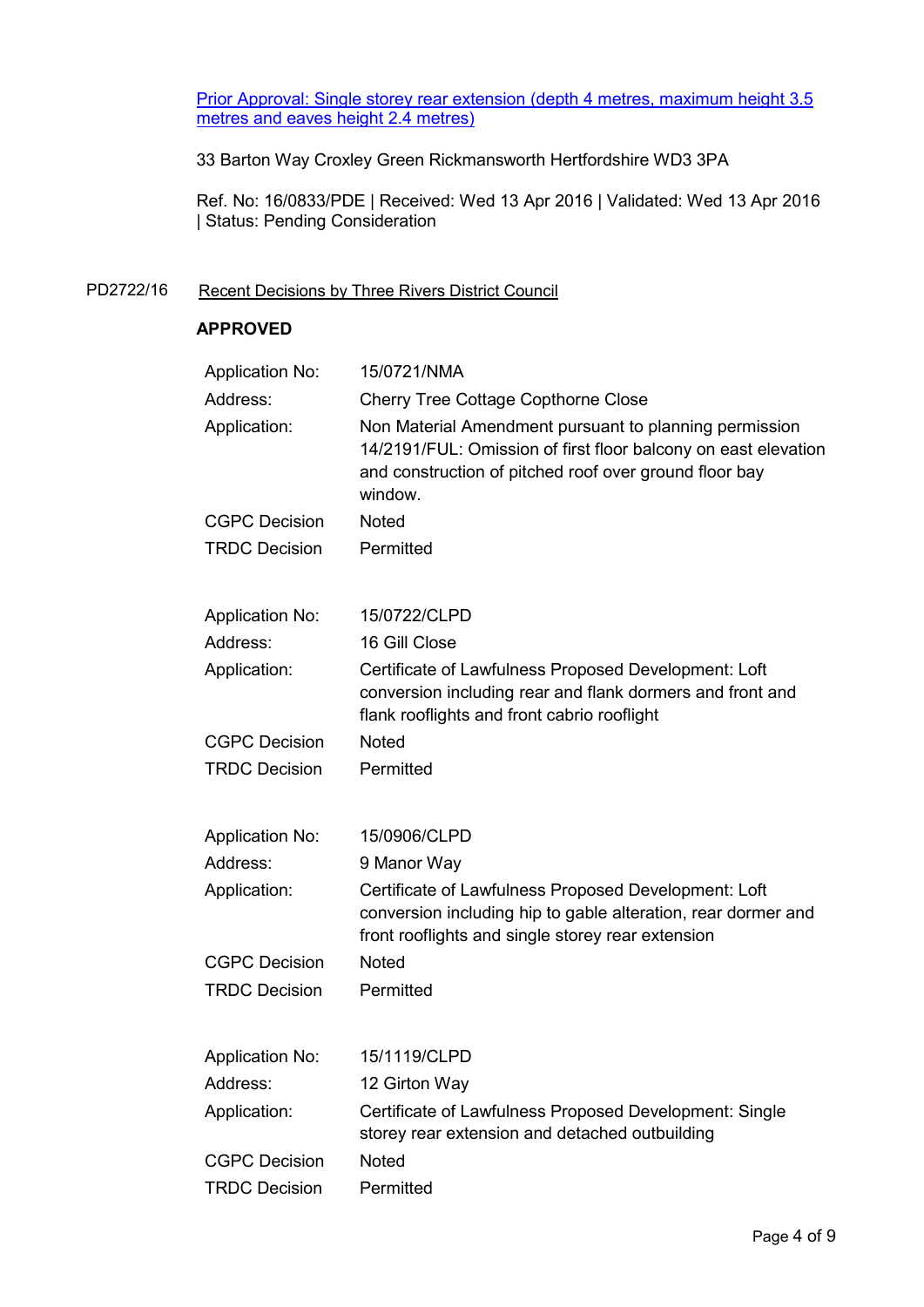Prior Approval: Single storey rear extension (depth 4 metres, maximum height 3.5 metres and eaves height 2.4 metres)

33 Barton Way Croxley Green Rickmansworth Hertfordshire WD3 3PA

Ref. No: 16/0833/PDE | Received: Wed 13 Apr 2016 | Validated: Wed 13 Apr 2016 | Status: Pending Consideration

PD2722/16 Recent Decisions by Three Rivers District Council

**APPROVED**

| | |
|---|---|
| Application No: | 15/0721/NMA |
| Address: | Cherry Tree Cottage Copthorne Close |
| Application: | Non Material Amendment pursuant to planning permission 14/2191/FUL: Omission of first floor balcony on east elevation and construction of pitched roof over ground floor bay window. |
| CGPC Decision | Noted |
| TRDC Decision | Permitted |

| | |
|---|---|
| Application No: | 15/0722/CLPD |
| Address: | 16 Gill Close |
| Application: | Certificate of Lawfulness Proposed Development: Loft conversion including rear and flank dormers and front and flank rooflights and front cabrio rooflight |
| CGPC Decision | Noted |
| TRDC Decision | Permitted |

| | |
|---|---|
| Application No: | 15/0906/CLPD |
| Address: | 9 Manor Way |
| Application: | Certificate of Lawfulness Proposed Development: Loft conversion including hip to gable alteration, rear dormer and front rooflights and single storey rear extension |
| CGPC Decision | Noted |
| TRDC Decision | Permitted |

| | |
|---|---|
| Application No: | 15/1119/CLPD |
| Address: | 12 Girton Way |
| Application: | Certificate of Lawfulness Proposed Development: Single storey rear extension and detached outbuilding |
| CGPC Decision | Noted |
| TRDC Decision | Permitted |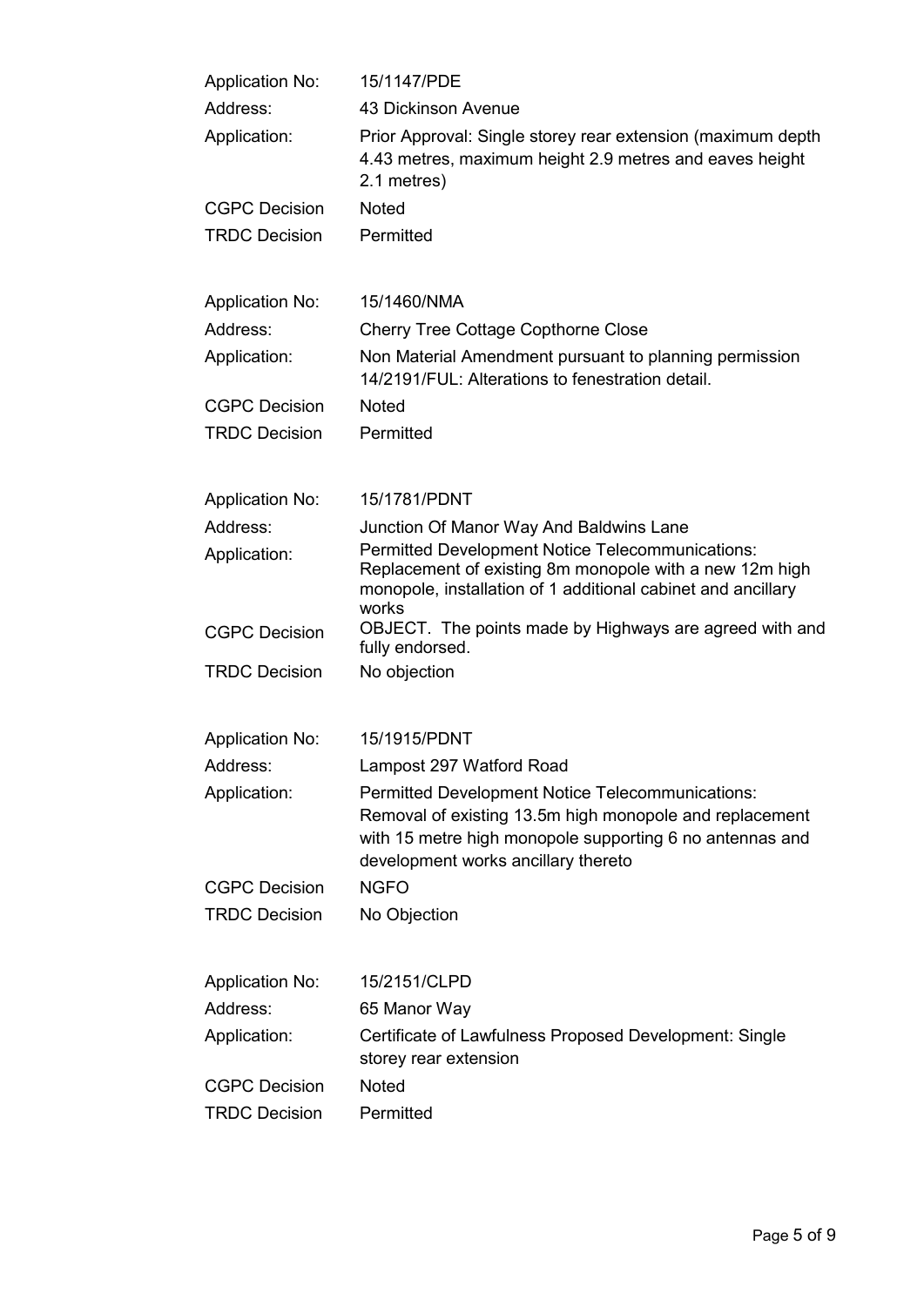| | |
|---|---|
| Application No: | 15/1147/PDE |
| Address: | 43 Dickinson Avenue |
| Application: | Prior Approval: Single storey rear extension (maximum depth 4.43 metres, maximum height 2.9 metres and eaves height 2.1 metres) |
| CGPC Decision | Noted |
| TRDC Decision | Permitted |

| | |
|---|---|
| Application No: | 15/1460/NMA |
| Address: | Cherry Tree Cottage Copthorne Close |
| Application: | Non Material Amendment pursuant to planning permission 14/2191/FUL: Alterations to fenestration detail. |
| CGPC Decision | Noted |
| TRDC Decision | Permitted |

| | |
|---|---|
| Application No: | 15/1781/PDNT |
| Address: | Junction Of Manor Way And Baldwins Lane |
| Application: | Permitted Development Notice Telecommunications: Replacement of existing 8m monopole with a new 12m high monopole, installation of 1 additional cabinet and ancillary works |
| CGPC Decision | OBJECT. The points made by Highways are agreed with and fully endorsed. |
| TRDC Decision | No objection |

| | |
|---|---|
| Application No: | 15/1915/PDNT |
| Address: | Lampost 297 Watford Road |
| Application: | Permitted Development Notice Telecommunications: Removal of existing 13.5m high monopole and replacement with 15 metre high monopole supporting 6 no antennas and development works ancillary thereto |
| CGPC Decision | NGFO |
| TRDC Decision | No Objection |

| | |
|---|---|
| Application No: | 15/2151/CLPD |
| Address: | 65 Manor Way |
| Application: | Certificate of Lawfulness Proposed Development: Single storey rear extension |
| CGPC Decision | Noted |
| TRDC Decision | Permitted |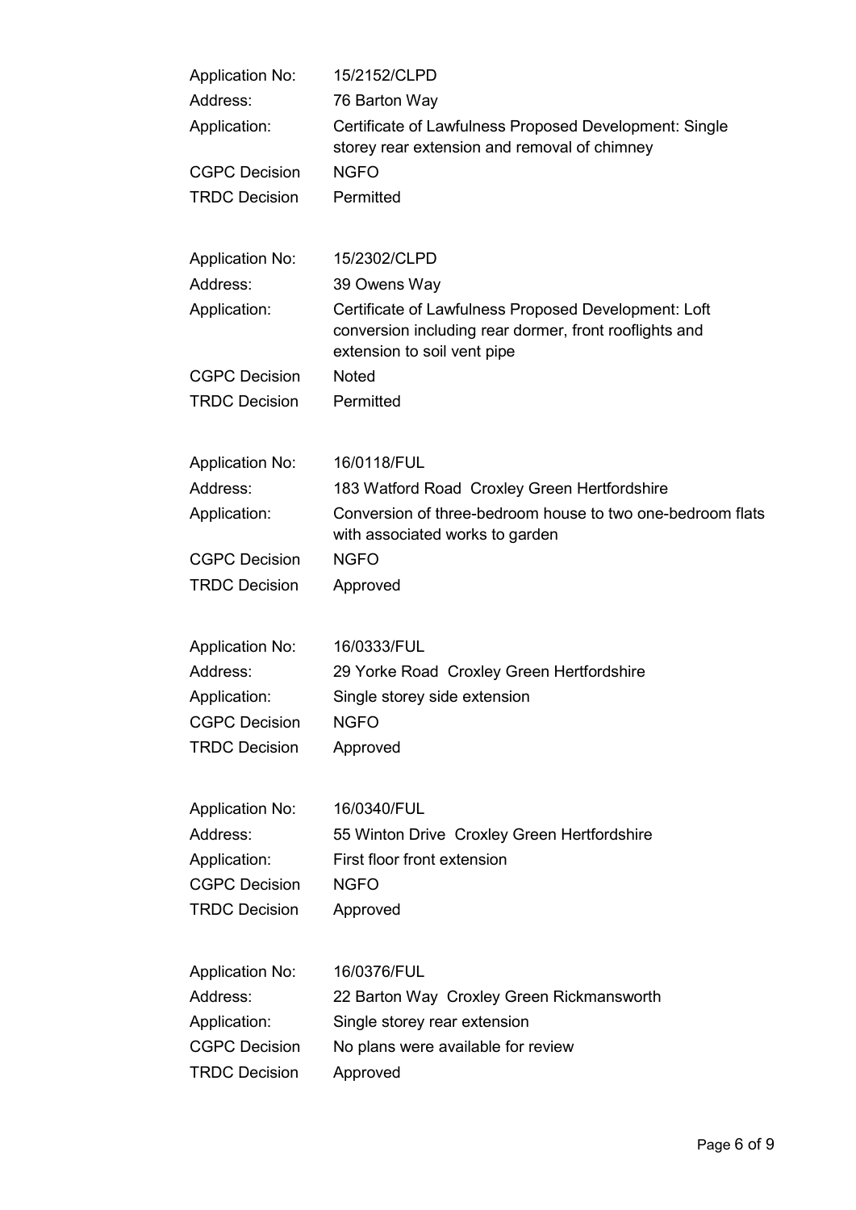| | |
|---|---|
| Application No: | 15/2152/CLPD |
| Address: | 76 Barton Way |
| Application: | Certificate of Lawfulness Proposed Development: Single storey rear extension and removal of chimney |
| CGPC Decision | NGFO |
| TRDC Decision | Permitted |

| | |
|---|---|
| Application No: | 15/2302/CLPD |
| Address: | 39 Owens Way |
| Application: | Certificate of Lawfulness Proposed Development: Loft conversion including rear dormer, front rooflights and extension to soil vent pipe |
| CGPC Decision | Noted |
| TRDC Decision | Permitted |

| | |
|---|---|
| Application No: | 16/0118/FUL |
| Address: | 183 Watford Road Croxley Green Hertfordshire |
| Application: | Conversion of three-bedroom house to two one-bedroom flats with associated works to garden |
| CGPC Decision | NGFO |
| TRDC Decision | Approved |

| | |
|---|---|
| Application No: | 16/0333/FUL |
| Address: | 29 Yorke Road Croxley Green Hertfordshire |
| Application: | Single storey side extension |
| CGPC Decision | NGFO |
| TRDC Decision | Approved |

| | |
|---|---|
| Application No: | 16/0340/FUL |
| Address: | 55 Winton Drive Croxley Green Hertfordshire |
| Application: | First floor front extension |
| CGPC Decision | NGFO |
| TRDC Decision | Approved |

| | |
|---|---|
| Application No: | 16/0376/FUL |
| Address: | 22 Barton Way Croxley Green Rickmansworth |
| Application: | Single storey rear extension |
| CGPC Decision | No plans were available for review |
| TRDC Decision | Approved |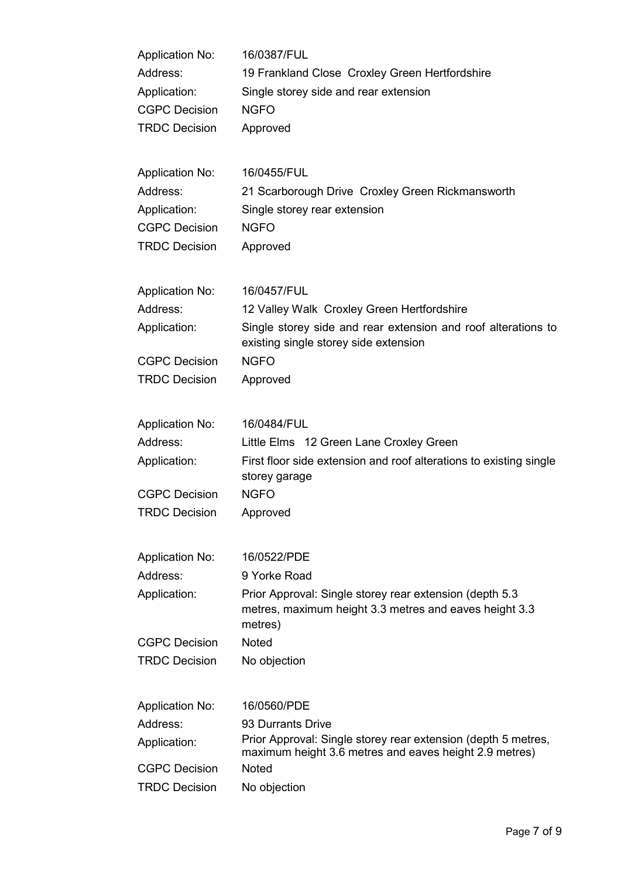| | |
|---|---|
| Application No: | 16/0387/FUL |
| Address: | 19 Frankland Close Croxley Green Hertfordshire |
| Application: | Single storey side and rear extension |
| CGPC Decision | NGFO |
| TRDC Decision | Approved |

| | |
|---|---|
| Application No: | 16/0455/FUL |
| Address: | 21 Scarborough Drive Croxley Green Rickmansworth |
| Application: | Single storey rear extension |
| CGPC Decision | NGFO |
| TRDC Decision | Approved |

| | |
|---|---|
| Application No: | 16/0457/FUL |
| Address: | 12 Valley Walk Croxley Green Hertfordshire |
| Application: | Single storey side and rear extension and roof alterations to existing single storey side extension |
| CGPC Decision | NGFO |
| TRDC Decision | Approved |

| | |
|---|---|
| Application No: | 16/0484/FUL |
| Address: | Little Elms 12 Green Lane Croxley Green |
| Application: | First floor side extension and roof alterations to existing single storey garage |
| CGPC Decision | NGFO |
| TRDC Decision | Approved |

| | |
|---|---|
| Application No: | 16/0522/PDE |
| Address: | 9 Yorke Road |
| Application: | Prior Approval: Single storey rear extension (depth 5.3 metres, maximum height 3.3 metres and eaves height 3.3 metres) |
| CGPC Decision | Noted |
| TRDC Decision | No objection |

| | |
|---|---|
| Application No: | 16/0560/PDE |
| Address: | 93 Durrants Drive |
| Application: | Prior Approval: Single storey rear extension (depth 5 metres, maximum height 3.6 metres and eaves height 2.9 metres) |
| CGPC Decision | Noted |
| TRDC Decision | No objection |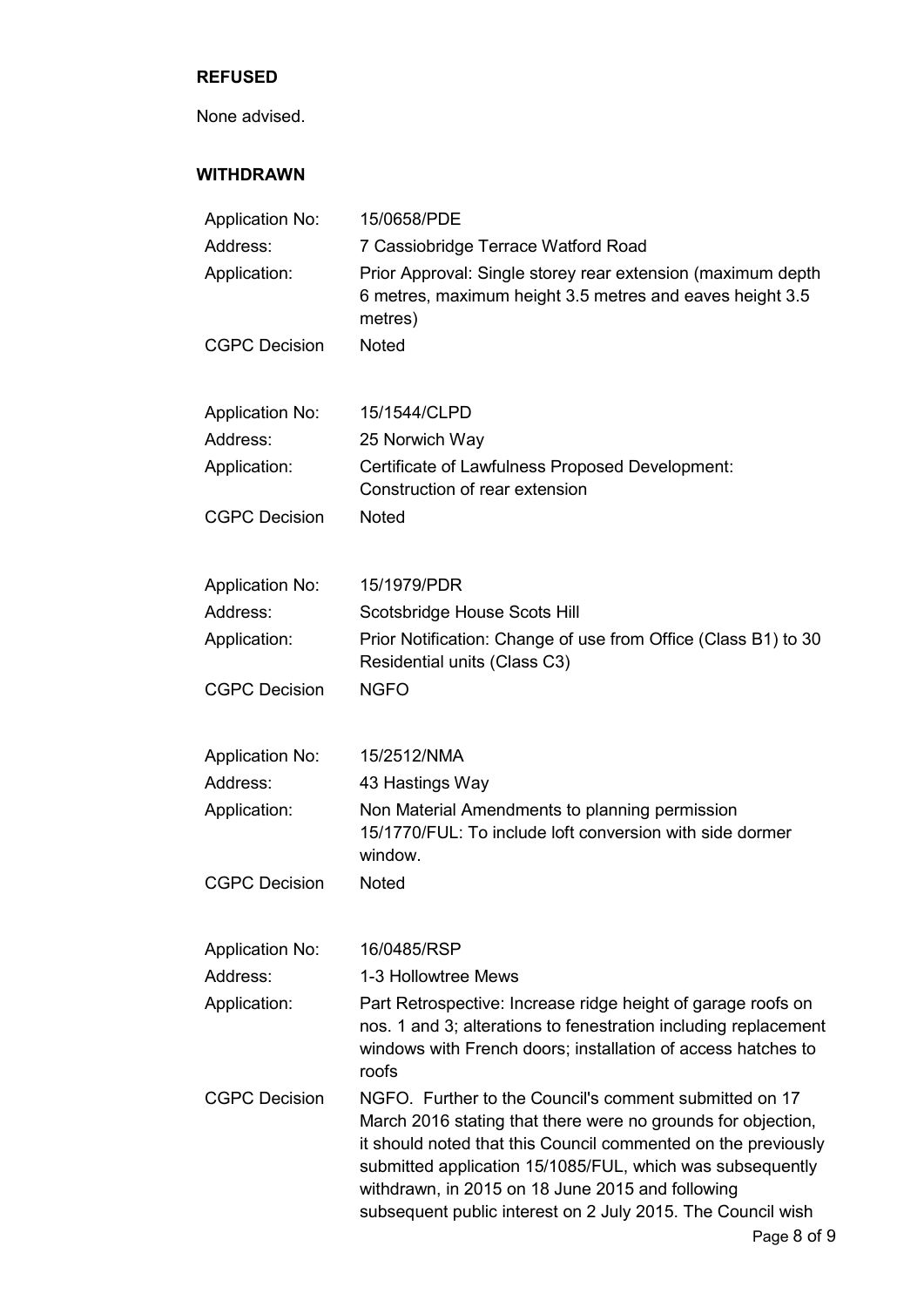**REFUSED**

None advised.

**WITHDRAWN**

| | |
|---|---|
| Application No: | 15/0658/PDE |
| Address: | 7 Cassiobridge Terrace Watford Road |
| Application: | Prior Approval: Single storey rear extension (maximum depth 6 metres, maximum height 3.5 metres and eaves height 3.5 metres) |
| CGPC Decision | Noted |

| | |
|---|---|
| Application No: | 15/1544/CLPD |
| Address: | 25 Norwich Way |
| Application: | Certificate of Lawfulness Proposed Development: Construction of rear extension |
| CGPC Decision | Noted |

| | |
|---|---|
| Application No: | 15/1979/PDR |
| Address: | Scotsbridge House Scots Hill |
| Application: | Prior Notification: Change of use from Office (Class B1) to 30 Residential units (Class C3) |
| CGPC Decision | NGFO |

| | |
|---|---|
| Application No: | 15/2512/NMA |
| Address: | 43 Hastings Way |
| Application: | Non Material Amendments to planning permission 15/1770/FUL: To include loft conversion with side dormer window. |
| CGPC Decision | Noted |

| | |
|---|---|
| Application No: | 16/0485/RSP |
| Address: | 1-3 Hollowtree Mews |
| Application: | Part Retrospective: Increase ridge height of garage roofs on nos. 1 and 3; alterations to fenestration including replacement windows with French doors; installation of access hatches to roofs |
| CGPC Decision | NGFO. Further to the Council's comment submitted on 17 March 2016 stating that there were no grounds for objection, it should noted that this Council commented on the previously submitted application 15/1085/FUL, which was subsequently withdrawn, in 2015 on 18 June 2015 and following subsequent public interest on 2 July 2015. The Council wish |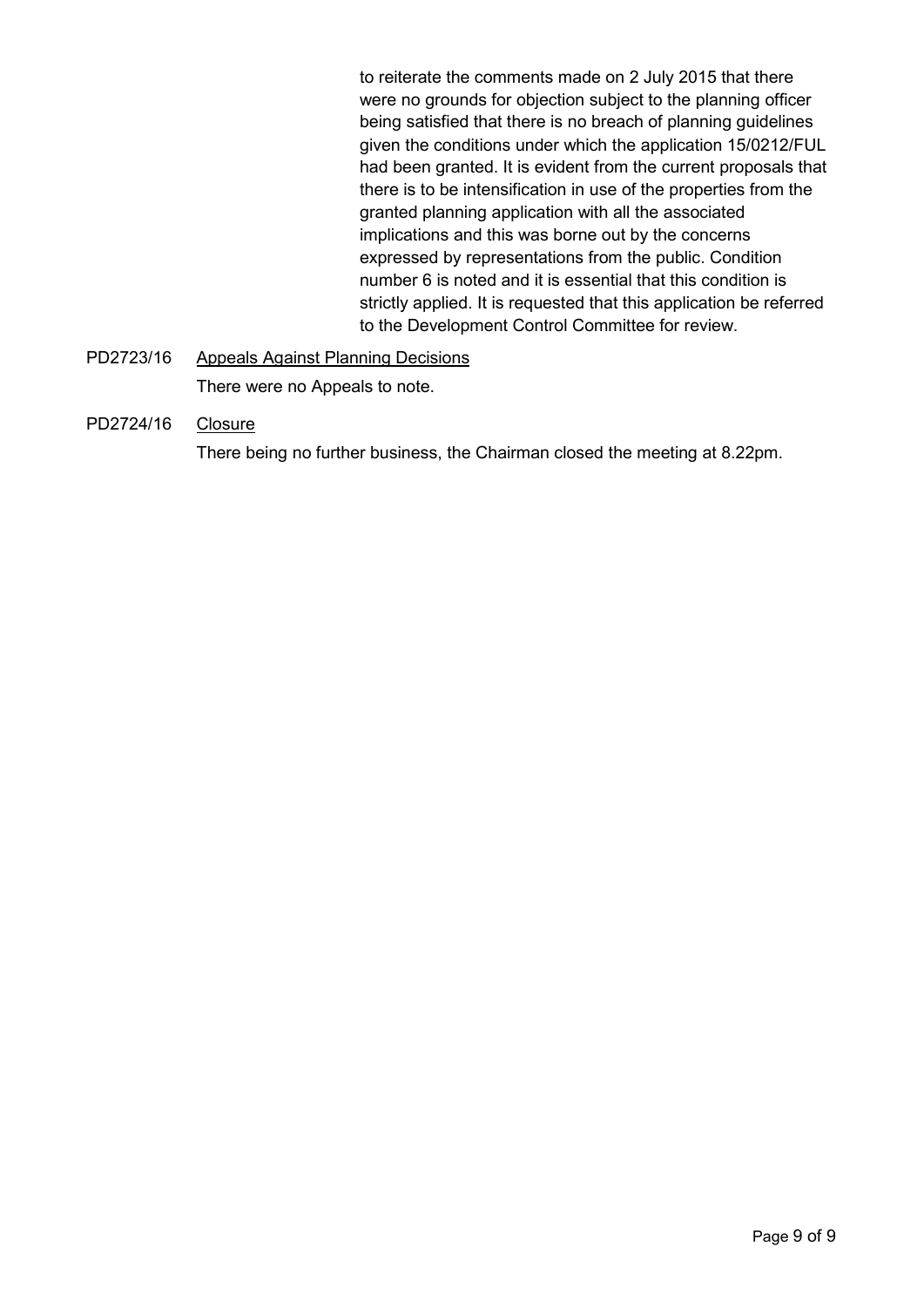to reiterate the comments made on 2 July 2015 that there were no grounds for objection subject to the planning officer being satisfied that there is no breach of planning guidelines given the conditions under which the application 15/0212/FUL had been granted. It is evident from the current proposals that there is to be intensification in use of the properties from the granted planning application with all the associated implications and this was borne out by the concerns expressed by representations from the public. Condition number 6 is noted and it is essential that this condition is strictly applied. It is requested that this application be referred to the Development Control Committee for review.

PD2723/16 Appeals Against Planning Decisions

There were no Appeals to note.

PD2724/16 Closure

There being no further business, the Chairman closed the meeting at 8.22pm.